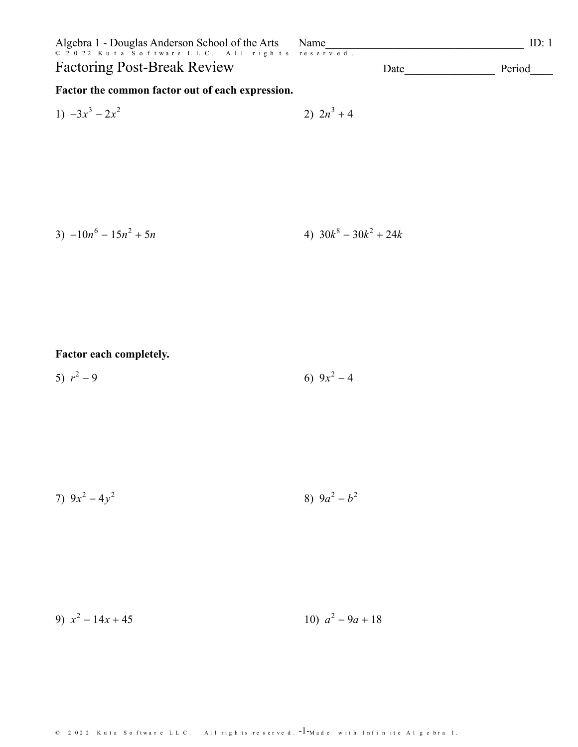Algebra 1 - Douglas Anderson School of the Arts

Name\_\_\_\_\_\_\_\_\_\_\_\_\_\_\_\_\_\_\_\_\_\_\_\_\_\_\_\_\_\_\_\_\_\_\_ ID: 1

# Factoring Post-Break Review

Date\_\_\_\_\_\_\_\_\_\_\_\_\_\_\_\_ Period\_\_\_\_

**Factor the common factor out of each expression.**

1) $-3x^3 - 2x^2$

2) $2n^3 + 4$

3) $-10n^6 - 15n^2 + 5n$

4) $30k^8 - 30k^2 + 24k$

**Factor each completely.**

5) $r^2 - 9$

6) $9x^2 - 4$

7) $9x^2 - 4y^2$

8) $9a^2 - b^2$

9) $x^2 - 14x + 45$

10) $a^2 - 9a + 18$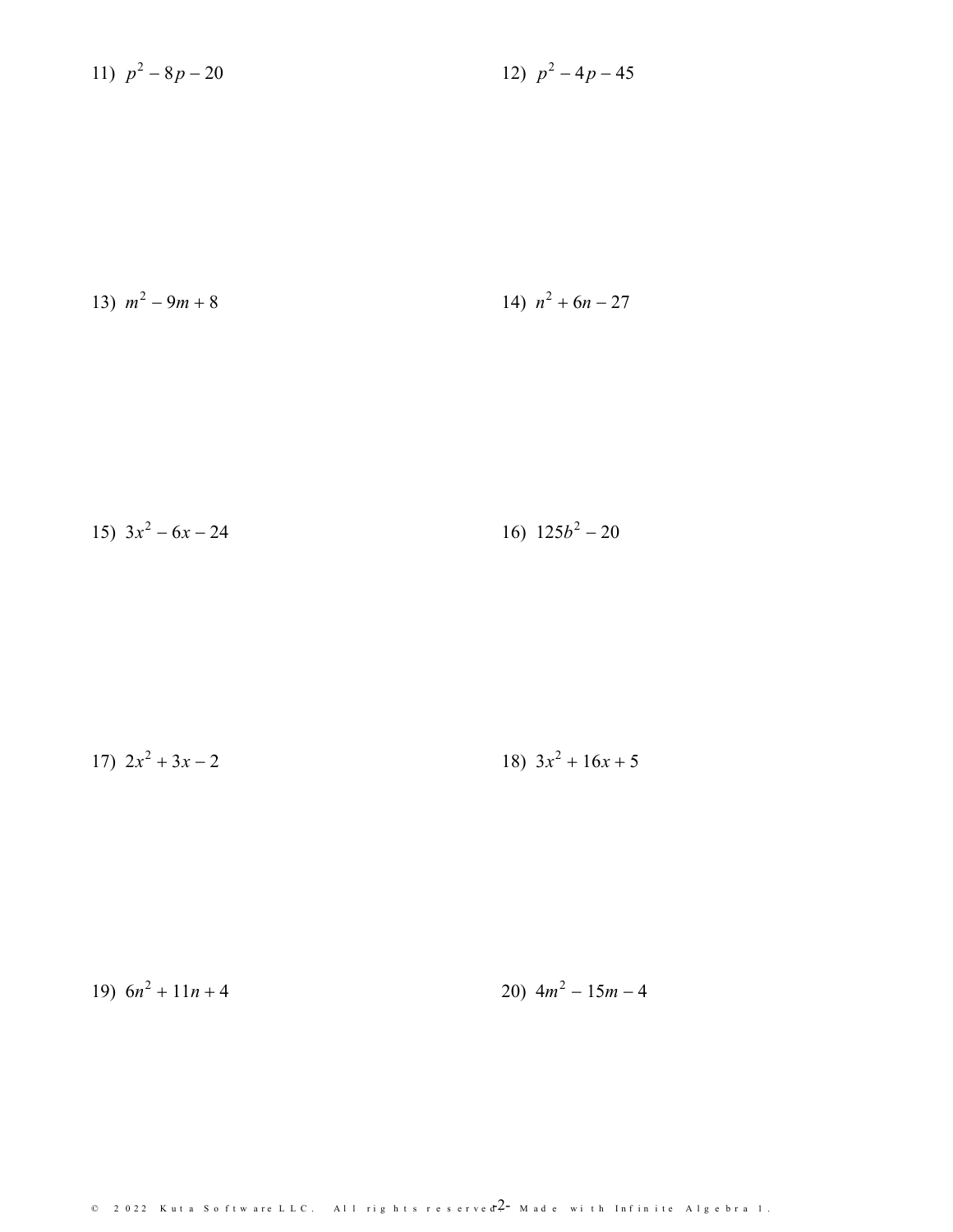11) $p^2 - 8p - 20$

12) $p^2 - 4p - 45$

13) $m^2 - 9m + 8$

14) $n^2 + 6n - 27$

15) $3x^2 - 6x - 24$

16) $125b^2 - 20$

17) $2x^2 + 3x - 2$

18) $3x^2 + 16x + 5$

19) $6n^2 + 11n + 4$

20) $4m^2 - 15m - 4$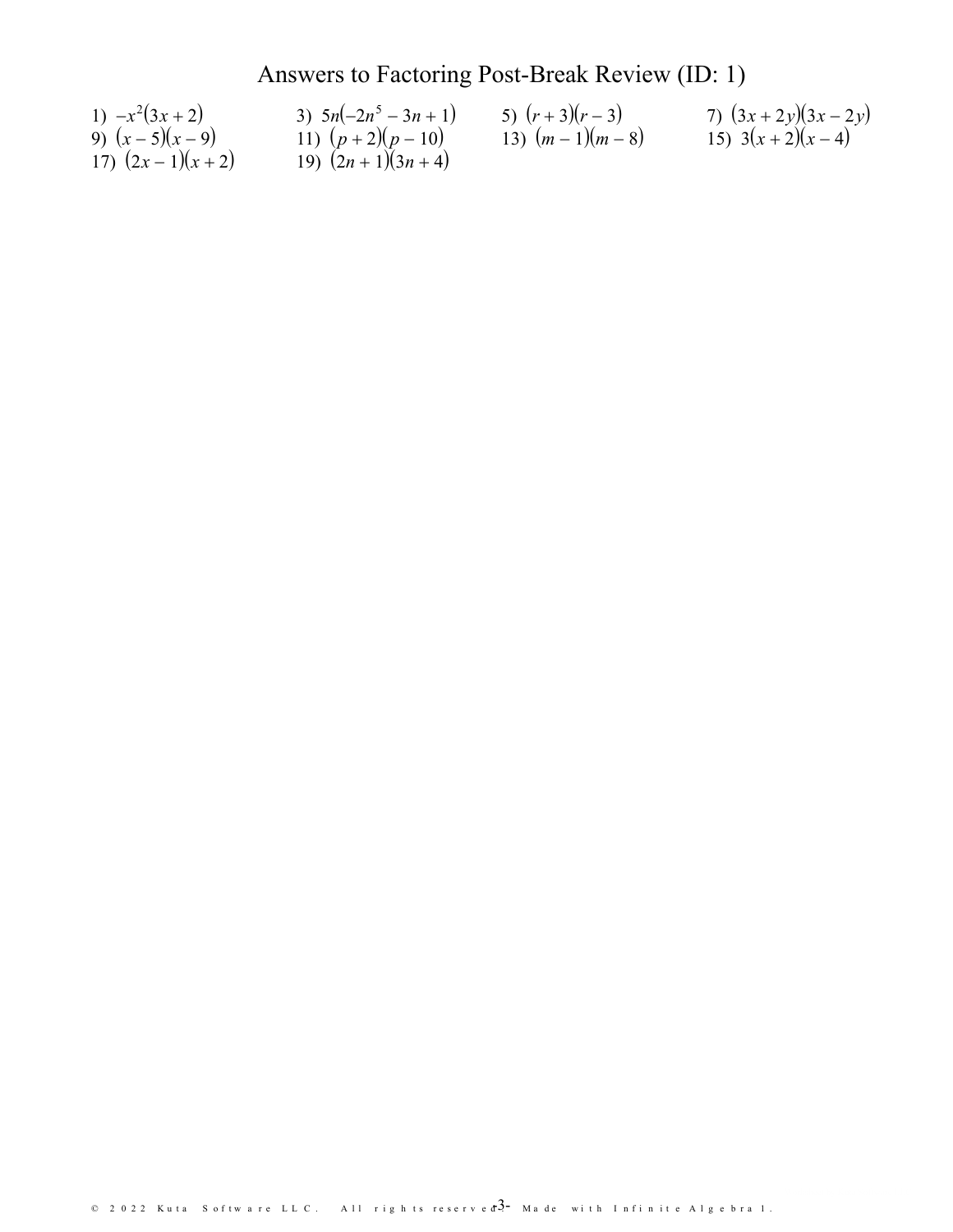# Answers to Factoring Post-Break Review (ID: 1)

1) $-x^2(3x+2)$

3) $5n(-2n^5-3n+1)$

5) $(r+3)(r-3)$

7) $(3x+2y)(3x-2y)$

9) $(x-5)(x-9)$

11) $(p+2)(p-10)$

13) $(m-1)(m-8)$

15) $3(x+2)(x-4)$

17) $(2x-1)(x+2)$

19) $(2n+1)(3n+4)$